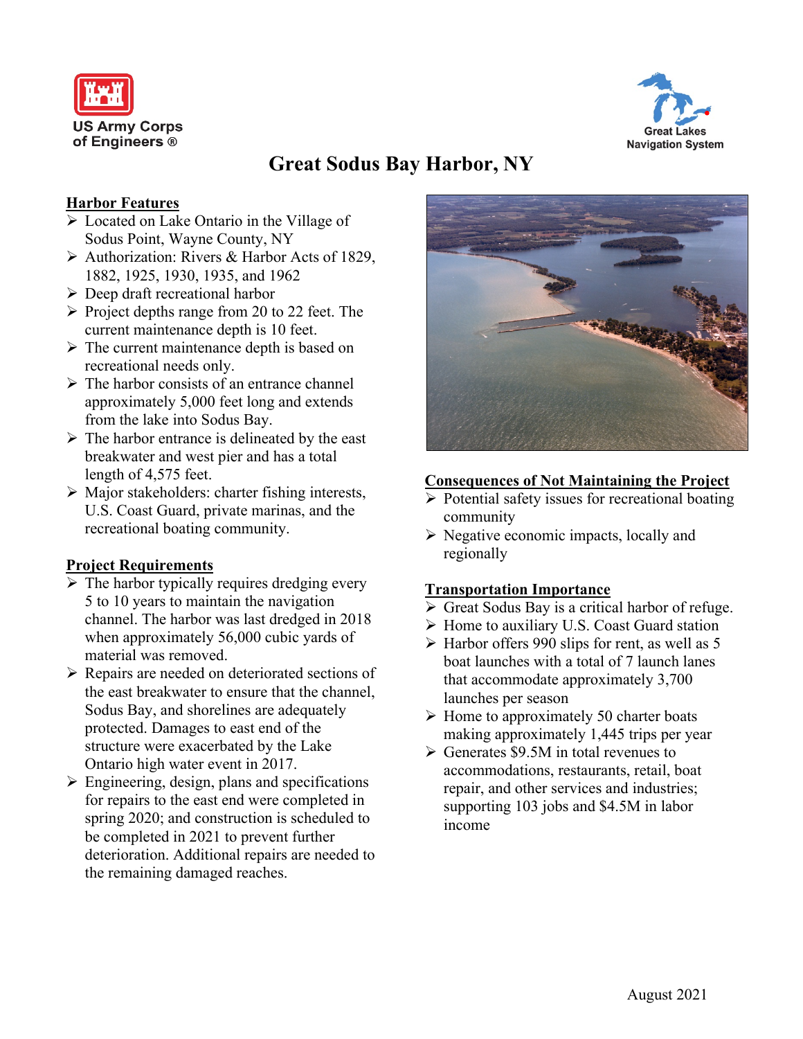US Army Corps of Engineers ®

Great Lakes Navigation System

# Great Sodus Bay Harbor, NY

## Harbor Features

- Located on Lake Ontario in the Village of Sodus Point, Wayne County, NY
- Authorization: Rivers & Harbor Acts of 1829, 1882, 1925, 1930, 1935, and 1962
- Deep draft recreational harbor
- Project depths range from 20 to 22 feet. The current maintenance depth is 10 feet.
- The current maintenance depth is based on recreational needs only.
- The harbor consists of an entrance channel approximately 5,000 feet long and extends from the lake into Sodus Bay.
- The harbor entrance is delineated by the east breakwater and west pier and has a total length of 4,575 feet.
- Major stakeholders: charter fishing interests, U.S. Coast Guard, private marinas, and the recreational boating community.

## Project Requirements

- The harbor typically requires dredging every 5 to 10 years to maintain the navigation channel. The harbor was last dredged in 2018 when approximately 56,000 cubic yards of material was removed.
- Repairs are needed on deteriorated sections of the east breakwater to ensure that the channel, Sodus Bay, and shorelines are adequately protected. Damages to east end of the structure were exacerbated by the Lake Ontario high water event in 2017.
- Engineering, design, plans and specifications for repairs to the east end were completed in spring 2020; and construction is scheduled to be completed in 2021 to prevent further deterioration. Additional repairs are needed to the remaining damaged reaches.

## Consequences of Not Maintaining the Project

- Potential safety issues for recreational boating community
- Negative economic impacts, locally and regionally

## Transportation Importance

- Great Sodus Bay is a critical harbor of refuge.
- Home to auxiliary U.S. Coast Guard station
- Harbor offers 990 slips for rent, as well as 5 boat launches with a total of 7 launch lanes that accommodate approximately 3,700 launches per season
- Home to approximately 50 charter boats making approximately 1,445 trips per year
- Generates $9.5M in total revenues to accommodations, restaurants, retail, boat repair, and other services and industries; supporting 103 jobs and $4.5M in labor income

August 2021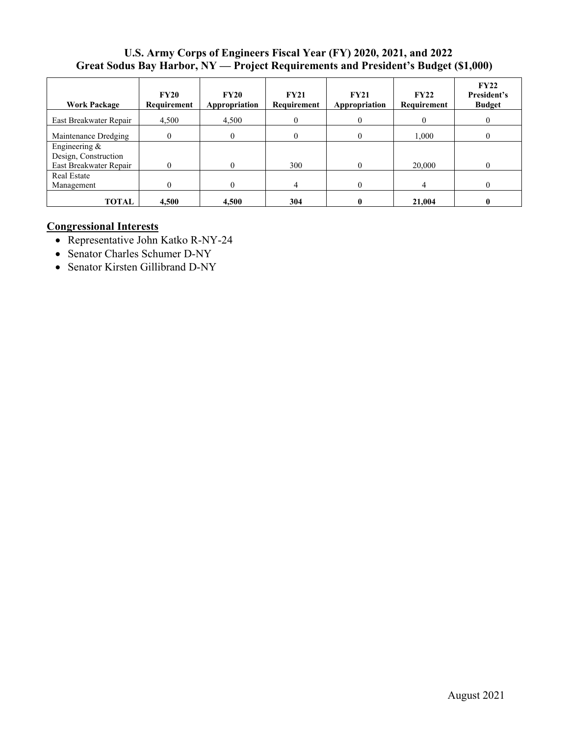## U.S. Army Corps of Engineers Fiscal Year (FY) 2020, 2021, and 2022
## Great Sodus Bay Harbor, NY — Project Requirements and President's Budget ($1,000)

| Work Package | FY20 Requirement | FY20 Appropriation | FY21 Requirement | FY21 Appropriation | FY22 Requirement | FY22 President's Budget |
|---|---|---|---|---|---|---|
| East Breakwater Repair | 4,500 | 4,500 | 0 | 0 | 0 | 0 |
| Maintenance Dredging | 0 | 0 | 0 | 0 | 1,000 | 0 |
| Engineering & Design, Construction East Breakwater Repair | 0 | 0 | 300 | 0 | 20,000 | 0 |
| Real Estate Management | 0 | 0 | 4 | 0 | 4 | 0 |
| **TOTAL** | **4,500** | **4,500** | **304** | **0** | **21,004** | **0** |

## Congressional Interests

- Representative John Katko R-NY-24
- Senator Charles Schumer D-NY
- Senator Kirsten Gillibrand D-NY

August 2021